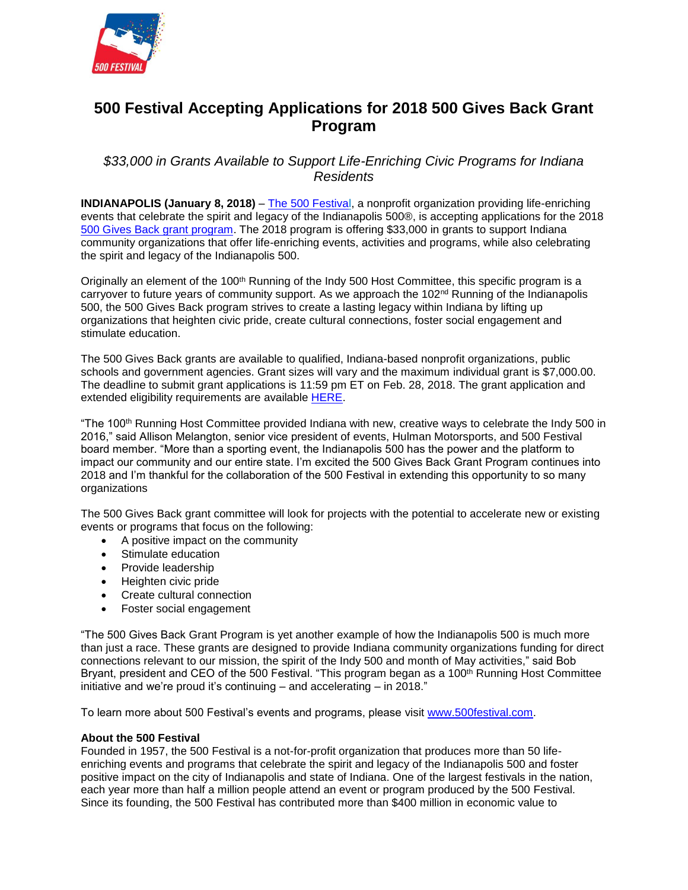# 500 Festival Accepting Applications for 2018 500 Gives Back Grant Program

*$33,000 in Grants Available to Support Life-Enriching Civic Programs for Indiana Residents*

**INDIANAPOLIS (January 8, 2018)** – The 500 Festival, a nonprofit organization providing life-enriching events that celebrate the spirit and legacy of the Indianapolis 500®, is accepting applications for the 2018 500 Gives Back grant program. The 2018 program is offering $33,000 in grants to support Indiana community organizations that offer life-enriching events, activities and programs, while also celebrating the spirit and legacy of the Indianapolis 500.

Originally an element of the 100th Running of the Indy 500 Host Committee, this specific program is a carryover to future years of community support. As we approach the 102nd Running of the Indianapolis 500, the 500 Gives Back program strives to create a lasting legacy within Indiana by lifting up organizations that heighten civic pride, create cultural connections, foster social engagement and stimulate education.

The 500 Gives Back grants are available to qualified, Indiana-based nonprofit organizations, public schools and government agencies. Grant sizes will vary and the maximum individual grant is $7,000.00. The deadline to submit grant applications is 11:59 pm ET on Feb. 28, 2018. The grant application and extended eligibility requirements are available HERE.

"The 100th Running Host Committee provided Indiana with new, creative ways to celebrate the Indy 500 in 2016," said Allison Melangton, senior vice president of events, Hulman Motorsports, and 500 Festival board member. "More than a sporting event, the Indianapolis 500 has the power and the platform to impact our community and our entire state. I'm excited the 500 Gives Back Grant Program continues into 2018 and I'm thankful for the collaboration of the 500 Festival in extending this opportunity to so many organizations

The 500 Gives Back grant committee will look for projects with the potential to accelerate new or existing events or programs that focus on the following:

- A positive impact on the community
- Stimulate education
- Provide leadership
- Heighten civic pride
- Create cultural connection
- Foster social engagement

"The 500 Gives Back Grant Program is yet another example of how the Indianapolis 500 is much more than just a race. These grants are designed to provide Indiana community organizations funding for direct connections relevant to our mission, the spirit of the Indy 500 and month of May activities," said Bob Bryant, president and CEO of the 500 Festival. "This program began as a 100th Running Host Committee initiative and we're proud it's continuing – and accelerating – in 2018."

To learn more about 500 Festival's events and programs, please visit www.500festival.com.

**About the 500 Festival**
Founded in 1957, the 500 Festival is a not-for-profit organization that produces more than 50 life-enriching events and programs that celebrate the spirit and legacy of the Indianapolis 500 and foster positive impact on the city of Indianapolis and state of Indiana. One of the largest festivals in the nation, each year more than half a million people attend an event or program produced by the 500 Festival. Since its founding, the 500 Festival has contributed more than $400 million in economic value to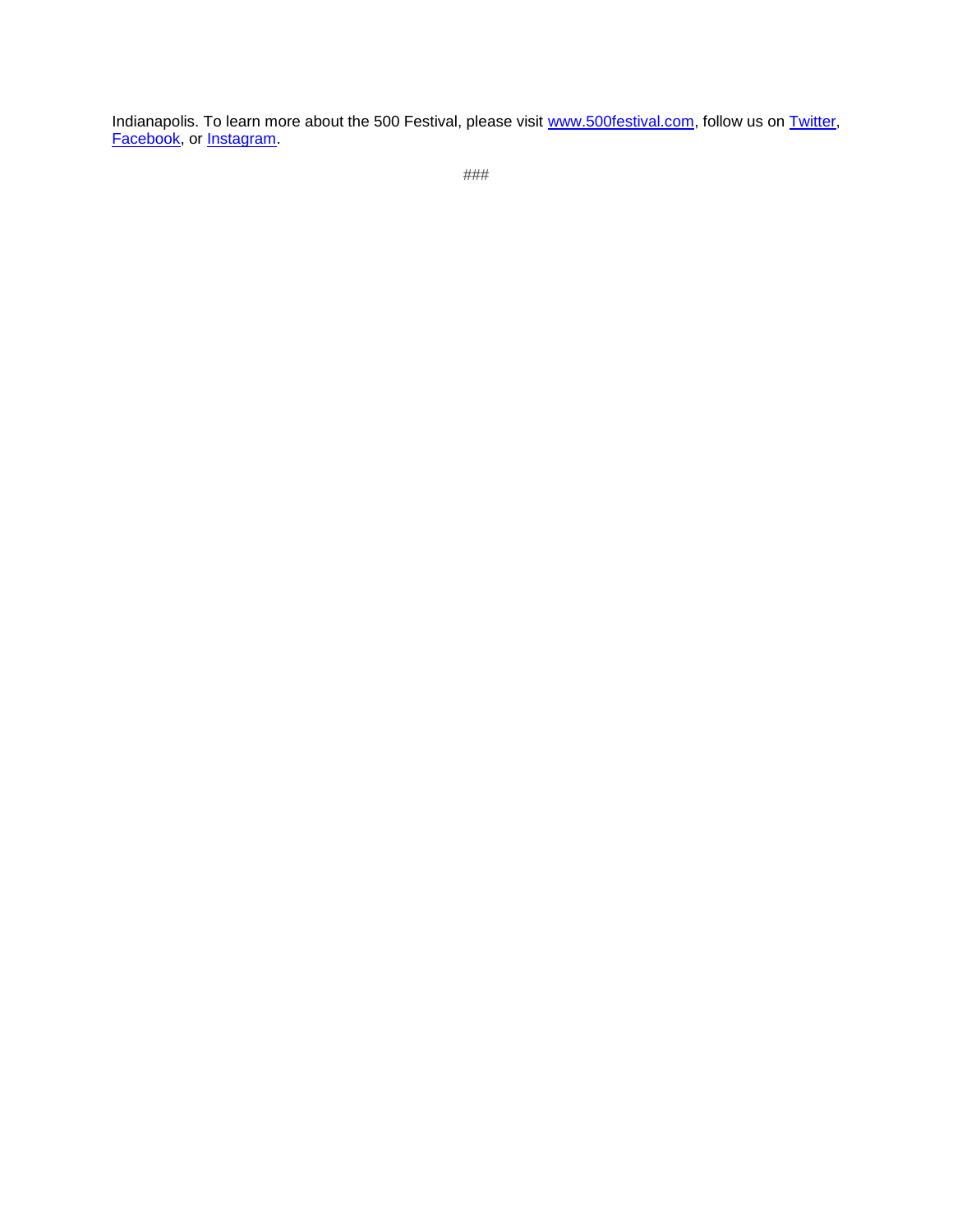Indianapolis. To learn more about the 500 Festival, please visit [www.500festival.com](http://www.500festival.com), follow us on [Twitter](), [Facebook](), or [Instagram]().

###